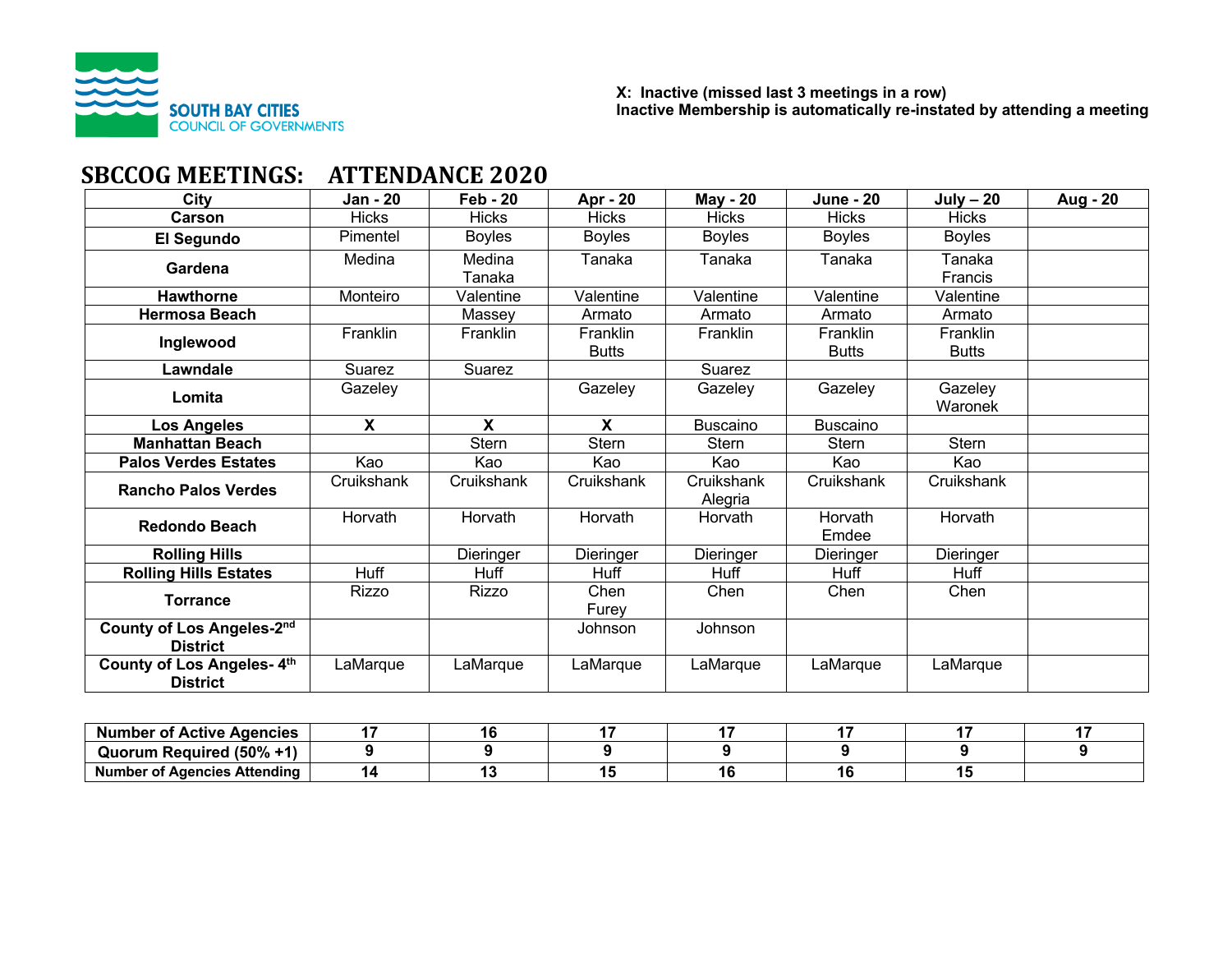SOUTH BAY CITIES COUNCIL OF GOVERNMENTS

**X: Inactive (missed last 3 meetings in a row)**
**Inactive Membership is automatically re-instated by attending a meeting**

# SBCCOG MEETINGS: ATTENDANCE 2020

| City | Jan - 20 | Feb - 20 | Apr - 20 | May - 20 | June - 20 | July – 20 | Aug - 20 |
|---|---|---|---|---|---|---|---|
| **Carson** | Hicks | Hicks | Hicks | Hicks | Hicks | Hicks | |
| **El Segundo** | Pimentel | Boyles | Boyles | Boyles | Boyles | Boyles | |
| **Gardena** | Medina | Medina<br>Tanaka | Tanaka | Tanaka | Tanaka | Tanaka<br>Francis | |
| **Hawthorne** | Monteiro | Valentine | Valentine | Valentine | Valentine | Valentine | |
| **Hermosa Beach** | | Massey | Armato | Armato | Armato | Armato | |
| **Inglewood** | Franklin | Franklin | Franklin<br>Butts | Franklin | Franklin<br>Butts | Franklin<br>Butts | |
| **Lawndale** | Suarez | Suarez | | Suarez | | | |
| **Lomita** | Gazeley | | Gazeley | Gazeley | Gazeley | Gazeley<br>Waronek | |
| **Los Angeles** | **X** | **X** | **X** | Buscaino | Buscaino | | |
| **Manhattan Beach** | | Stern | Stern | Stern | Stern | Stern | |
| **Palos Verdes Estates** | Kao | Kao | Kao | Kao | Kao | Kao | |
| **Rancho Palos Verdes** | Cruikshank | Cruikshank | Cruikshank | Cruikshank<br>Alegria | Cruikshank | Cruikshank | |
| **Redondo Beach** | Horvath | Horvath | Horvath | Horvath | Horvath<br>Emdee | Horvath | |
| **Rolling Hills** | | Dieringer | Dieringer | Dieringer | Dieringer | Dieringer | |
| **Rolling Hills Estates** | Huff | Huff | Huff | Huff | Huff | Huff | |
| **Torrance** | Rizzo | Rizzo | Chen<br>Furey | Chen | Chen | Chen | |
| **County of Los Angeles-2nd District** | | | Johnson | Johnson | | | |
| **County of Los Angeles- 4th District** | LaMarque | LaMarque | LaMarque | LaMarque | LaMarque | LaMarque | |

| | | | | | | | |
|---|---|---|---|---|---|---|---|
| **Number of Active Agencies** | **17** | **16** | **17** | **17** | **17** | **17** | **17** |
| **Quorum Required (50% +1)** | **9** | **9** | **9** | **9** | **9** | **9** | **9** |
| **Number of Agencies Attending** | **14** | **13** | **15** | **16** | **16** | **15** | |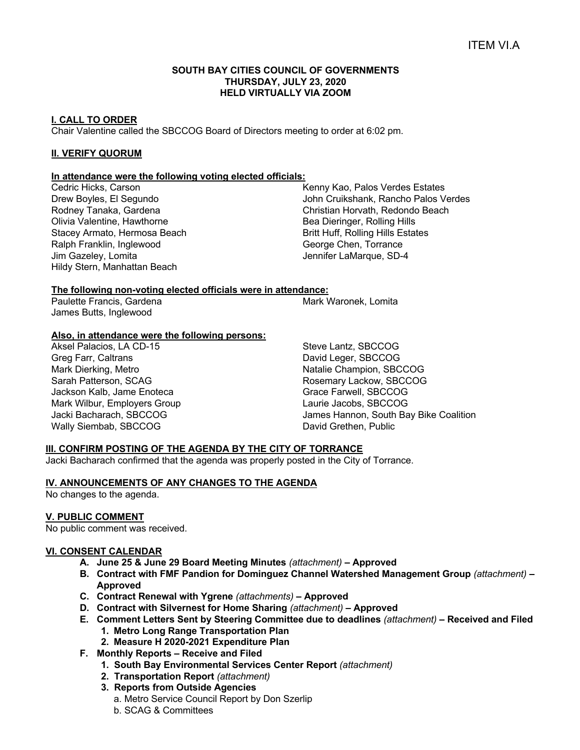ITEM VI.A

**SOUTH BAY CITIES COUNCIL OF GOVERNMENTS**
**THURSDAY, JULY 23, 2020**
**HELD VIRTUALLY VIA ZOOM**

## I. CALL TO ORDER

Chair Valentine called the SBCCOG Board of Directors meeting to order at 6:02 pm.

## II. VERIFY QUORUM

**In attendance were the following voting elected officials:**

Cedric Hicks, Carson
Drew Boyles, El Segundo
Rodney Tanaka, Gardena
Olivia Valentine, Hawthorne
Stacey Armato, Hermosa Beach
Ralph Franklin, Inglewood
Jim Gazeley, Lomita
Hildy Stern, Manhattan Beach
Kenny Kao, Palos Verdes Estates
John Cruikshank, Rancho Palos Verdes
Christian Horvath, Redondo Beach
Bea Dieringer, Rolling Hills
Britt Huff, Rolling Hills Estates
George Chen, Torrance
Jennifer LaMarque, SD-4

**The following non-voting elected officials were in attendance:**

Paulette Francis, Gardena
James Butts, Inglewood
Mark Waronek, Lomita

**Also, in attendance were the following persons:**

Aksel Palacios, LA CD-15
Greg Farr, Caltrans
Mark Dierking, Metro
Sarah Patterson, SCAG
Jackson Kalb, Jame Enoteca
Mark Wilbur, Employers Group
Jacki Bacharach, SBCCOG
Wally Siembab, SBCCOG
Steve Lantz, SBCCOG
David Leger, SBCCOG
Natalie Champion, SBCCOG
Rosemary Lackow, SBCCOG
Grace Farwell, SBCCOG
Laurie Jacobs, SBCCOG
James Hannon, South Bay Bike Coalition
David Grethen, Public

## III. CONFIRM POSTING OF THE AGENDA BY THE CITY OF TORRANCE

Jacki Bacharach confirmed that the agenda was properly posted in the City of Torrance.

## IV. ANNOUNCEMENTS OF ANY CHANGES TO THE AGENDA

No changes to the agenda.

## V. PUBLIC COMMENT

No public comment was received.

## VI. CONSENT CALENDAR

A. **June 25 & June 29 Board Meeting Minutes** *(attachment)* **– Approved**
B. **Contract with FMF Pandion for Dominguez Channel Watershed Management Group** *(attachment)* **– Approved**
C. **Contract Renewal with Ygrene** *(attachments)* **– Approved**
D. **Contract with Silvernest for Home Sharing** *(attachment)* **– Approved**
E. **Comment Letters Sent by Steering Committee due to deadlines** *(attachment)* **– Received and Filed**
   1. **Metro Long Range Transportation Plan**
   2. **Measure H 2020-2021 Expenditure Plan**
F. **Monthly Reports – Receive and Filed**
   1. **South Bay Environmental Services Center Report** *(attachment)*
   2. **Transportation Report** *(attachment)*
   3. **Reports from Outside Agencies**
      a. Metro Service Council Report by Don Szerlip
      b. SCAG & Committees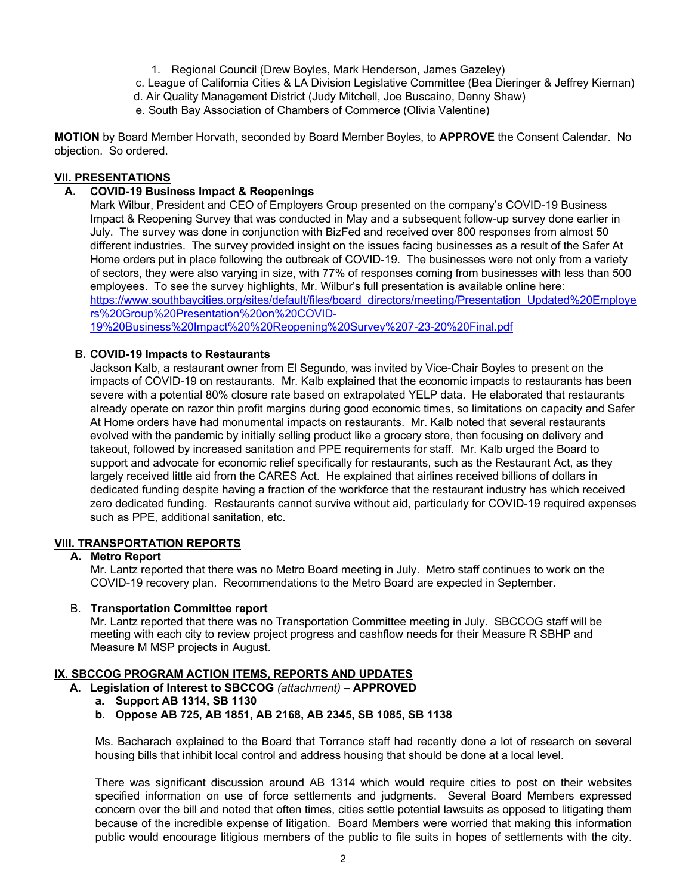1. Regional Council (Drew Boyles, Mark Henderson, James Gazeley)

c. League of California Cities & LA Division Legislative Committee (Bea Dieringer & Jeffrey Kiernan)

d. Air Quality Management District (Judy Mitchell, Joe Buscaino, Denny Shaw)

e. South Bay Association of Chambers of Commerce (Olivia Valentine)

**MOTION** by Board Member Horvath, seconded by Board Member Boyles, to **APPROVE** the Consent Calendar. No objection. So ordered.

## VII. PRESENTATIONS

### A. COVID-19 Business Impact & Reopenings

Mark Wilbur, President and CEO of Employers Group presented on the company's COVID-19 Business Impact & Reopening Survey that was conducted in May and a subsequent follow-up survey done earlier in July. The survey was done in conjunction with BizFed and received over 800 responses from almost 50 different industries. The survey provided insight on the issues facing businesses as a result of the Safer At Home orders put in place following the outbreak of COVID-19. The businesses were not only from a variety of sectors, they were also varying in size, with 77% of responses coming from businesses with less than 500 employees. To see the survey highlights, Mr. Wilbur's full presentation is available online here: https://www.southbaycities.org/sites/default/files/board_directors/meeting/Presentation_Updated%20Employers%20Group%20Presentation%20on%20COVID-19%20Business%20Impact%20%20Reopening%20Survey%207-23-20%20Final.pdf

### B. COVID-19 Impacts to Restaurants

Jackson Kalb, a restaurant owner from El Segundo, was invited by Vice-Chair Boyles to present on the impacts of COVID-19 on restaurants. Mr. Kalb explained that the economic impacts to restaurants has been severe with a potential 80% closure rate based on extrapolated YELP data. He elaborated that restaurants already operate on razor thin profit margins during good economic times, so limitations on capacity and Safer At Home orders have had monumental impacts on restaurants. Mr. Kalb noted that several restaurants evolved with the pandemic by initially selling product like a grocery store, then focusing on delivery and takeout, followed by increased sanitation and PPE requirements for staff. Mr. Kalb urged the Board to support and advocate for economic relief specifically for restaurants, such as the Restaurant Act, as they largely received little aid from the CARES Act. He explained that airlines received billions of dollars in dedicated funding despite having a fraction of the workforce that the restaurant industry has which received zero dedicated funding. Restaurants cannot survive without aid, particularly for COVID-19 required expenses such as PPE, additional sanitation, etc.

## VIII. TRANSPORTATION REPORTS

### A. Metro Report

Mr. Lantz reported that there was no Metro Board meeting in July. Metro staff continues to work on the COVID-19 recovery plan. Recommendations to the Metro Board are expected in September.

### B. Transportation Committee report

Mr. Lantz reported that there was no Transportation Committee meeting in July. SBCCOG staff will be meeting with each city to review project progress and cashflow needs for their Measure R SBHP and Measure M MSP projects in August.

## IX. SBCCOG PROGRAM ACTION ITEMS, REPORTS AND UPDATES

### A. Legislation of Interest to SBCCOG *(attachment)* – APPROVED

**a. Support AB 1314, SB 1130**

**b. Oppose AB 725, AB 1851, AB 2168, AB 2345, SB 1085, SB 1138**

Ms. Bacharach explained to the Board that Torrance staff had recently done a lot of research on several housing bills that inhibit local control and address housing that should be done at a local level.

There was significant discussion around AB 1314 which would require cities to post on their websites specified information on use of force settlements and judgments. Several Board Members expressed concern over the bill and noted that often times, cities settle potential lawsuits as opposed to litigating them because of the incredible expense of litigation. Board Members were worried that making this information public would encourage litigious members of the public to file suits in hopes of settlements with the city.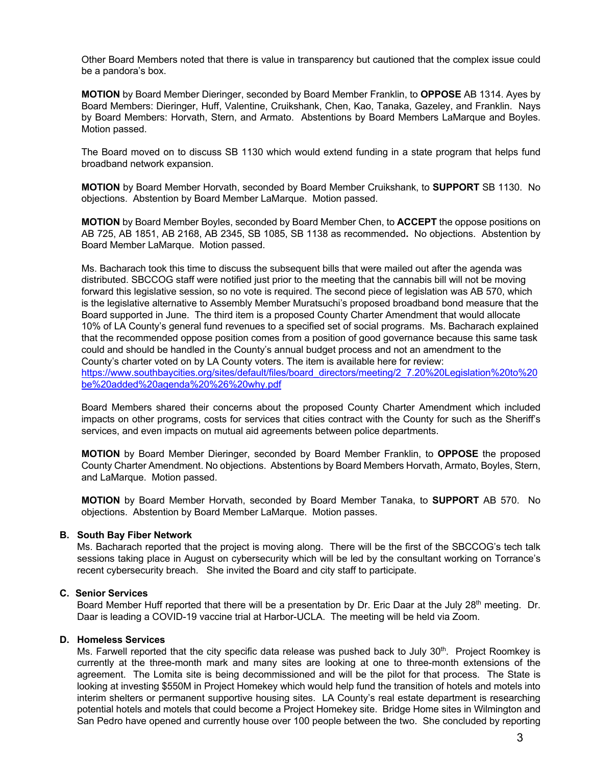Other Board Members noted that there is value in transparency but cautioned that the complex issue could be a pandora's box.

**MOTION** by Board Member Dieringer, seconded by Board Member Franklin, to **OPPOSE** AB 1314. Ayes by Board Members: Dieringer, Huff, Valentine, Cruikshank, Chen, Kao, Tanaka, Gazeley, and Franklin. Nays by Board Members: Horvath, Stern, and Armato. Abstentions by Board Members LaMarque and Boyles. Motion passed.

The Board moved on to discuss SB 1130 which would extend funding in a state program that helps fund broadband network expansion.

**MOTION** by Board Member Horvath, seconded by Board Member Cruikshank, to **SUPPORT** SB 1130. No objections. Abstention by Board Member LaMarque. Motion passed.

**MOTION** by Board Member Boyles, seconded by Board Member Chen, to **ACCEPT** the oppose positions on AB 725, AB 1851, AB 2168, AB 2345, SB 1085, SB 1138 as recommended**.** No objections. Abstention by Board Member LaMarque. Motion passed.

Ms. Bacharach took this time to discuss the subsequent bills that were mailed out after the agenda was distributed. SBCCOG staff were notified just prior to the meeting that the cannabis bill will not be moving forward this legislative session, so no vote is required. The second piece of legislation was AB 570, which is the legislative alternative to Assembly Member Muratsuchi's proposed broadband bond measure that the Board supported in June. The third item is a proposed County Charter Amendment that would allocate 10% of LA County's general fund revenues to a specified set of social programs. Ms. Bacharach explained that the recommended oppose position comes from a position of good governance because this same task could and should be handled in the County's annual budget process and not an amendment to the County's charter voted on by LA County voters. The item is available here for review: https://www.southbaycities.org/sites/default/files/board_directors/meeting/2_7.20%20Legislation%20to%20be%20added%20agenda%20%26%20why.pdf

Board Members shared their concerns about the proposed County Charter Amendment which included impacts on other programs, costs for services that cities contract with the County for such as the Sheriff's services, and even impacts on mutual aid agreements between police departments.

**MOTION** by Board Member Dieringer, seconded by Board Member Franklin, to **OPPOSE** the proposed County Charter Amendment. No objections. Abstentions by Board Members Horvath, Armato, Boyles, Stern, and LaMarque. Motion passed.

**MOTION** by Board Member Horvath, seconded by Board Member Tanaka, to **SUPPORT** AB 570. No objections. Abstention by Board Member LaMarque. Motion passes.

**B. South Bay Fiber Network**

Ms. Bacharach reported that the project is moving along. There will be the first of the SBCCOG's tech talk sessions taking place in August on cybersecurity which will be led by the consultant working on Torrance's recent cybersecurity breach. She invited the Board and city staff to participate.

**C. Senior Services**

Board Member Huff reported that there will be a presentation by Dr. Eric Daar at the July 28th meeting. Dr. Daar is leading a COVID-19 vaccine trial at Harbor-UCLA. The meeting will be held via Zoom.

**D. Homeless Services**

Ms. Farwell reported that the city specific data release was pushed back to July 30th. Project Roomkey is currently at the three-month mark and many sites are looking at one to three-month extensions of the agreement. The Lomita site is being decommissioned and will be the pilot for that process. The State is looking at investing $550M in Project Homekey which would help fund the transition of hotels and motels into interim shelters or permanent supportive housing sites. LA County's real estate department is researching potential hotels and motels that could become a Project Homekey site. Bridge Home sites in Wilmington and San Pedro have opened and currently house over 100 people between the two. She concluded by reporting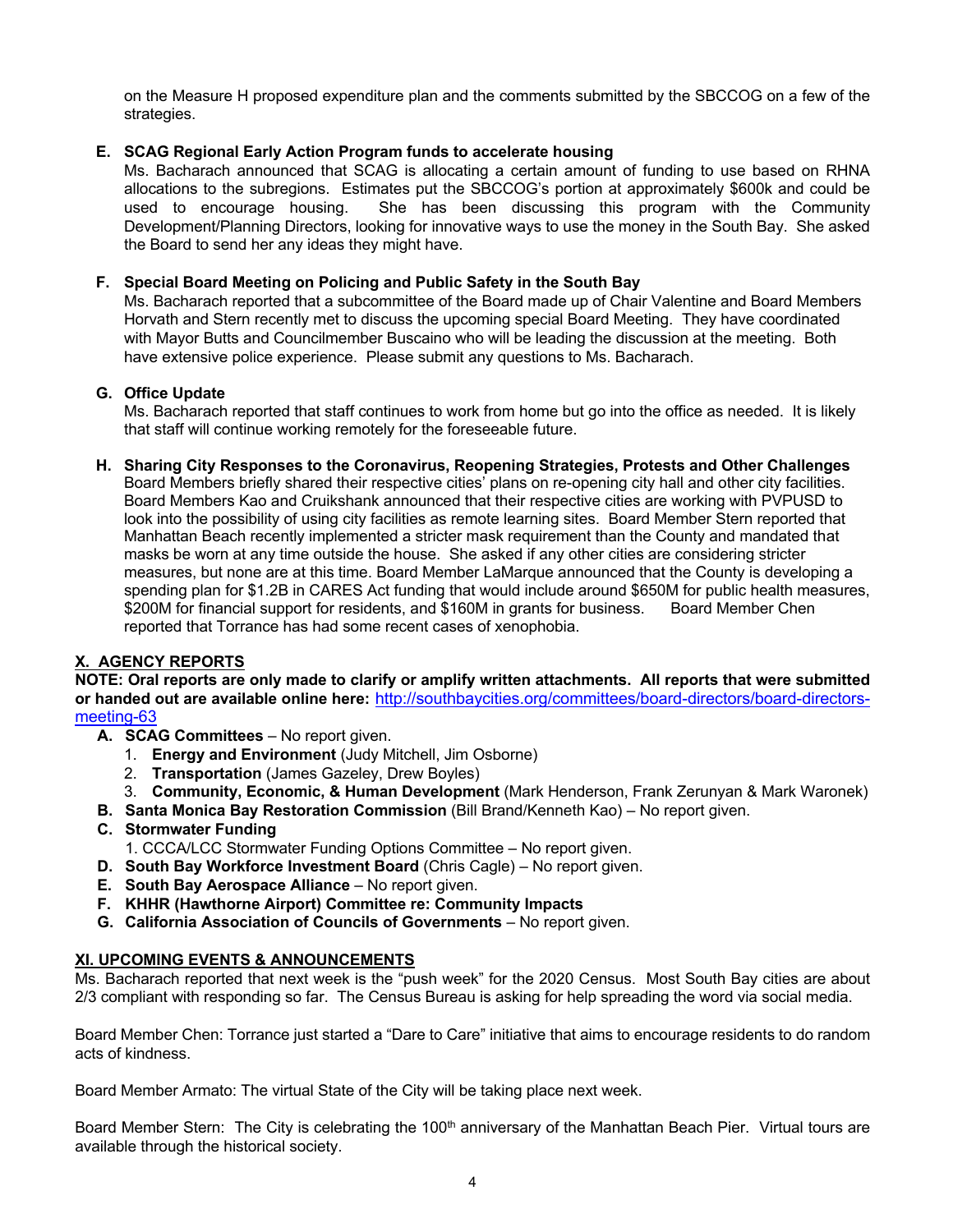on the Measure H proposed expenditure plan and the comments submitted by the SBCCOG on a few of the strategies.

**E. SCAG Regional Early Action Program funds to accelerate housing**

Ms. Bacharach announced that SCAG is allocating a certain amount of funding to use based on RHNA allocations to the subregions. Estimates put the SBCCOG's portion at approximately $600k and could be used to encourage housing. She has been discussing this program with the Community Development/Planning Directors, looking for innovative ways to use the money in the South Bay. She asked the Board to send her any ideas they might have.

**F. Special Board Meeting on Policing and Public Safety in the South Bay**

Ms. Bacharach reported that a subcommittee of the Board made up of Chair Valentine and Board Members Horvath and Stern recently met to discuss the upcoming special Board Meeting. They have coordinated with Mayor Butts and Councilmember Buscaino who will be leading the discussion at the meeting. Both have extensive police experience. Please submit any questions to Ms. Bacharach.

**G. Office Update**

Ms. Bacharach reported that staff continues to work from home but go into the office as needed. It is likely that staff will continue working remotely for the foreseeable future.

**H. Sharing City Responses to the Coronavirus, Reopening Strategies, Protests and Other Challenges**

Board Members briefly shared their respective cities' plans on re-opening city hall and other city facilities. Board Members Kao and Cruikshank announced that their respective cities are working with PVPUSD to look into the possibility of using city facilities as remote learning sites. Board Member Stern reported that Manhattan Beach recently implemented a stricter mask requirement than the County and mandated that masks be worn at any time outside the house. She asked if any other cities are considering stricter measures, but none are at this time. Board Member LaMarque announced that the County is developing a spending plan for $1.2B in CARES Act funding that would include around $650M for public health measures, $200M for financial support for residents, and $160M in grants for business. Board Member Chen reported that Torrance has had some recent cases of xenophobia.

## X. AGENCY REPORTS

**NOTE: Oral reports are only made to clarify or amplify written attachments. All reports that were submitted or handed out are available online here:** http://southbaycities.org/committees/board-directors/board-directors-meeting-63

- **A. SCAG Committees** – No report given.
  1. **Energy and Environment** (Judy Mitchell, Jim Osborne)
  2. **Transportation** (James Gazeley, Drew Boyles)
  3. **Community, Economic, & Human Development** (Mark Henderson, Frank Zerunyan & Mark Waronek)
- **B. Santa Monica Bay Restoration Commission** (Bill Brand/Kenneth Kao) – No report given.
- **C. Stormwater Funding**
  1. CCCA/LCC Stormwater Funding Options Committee – No report given.
- **D. South Bay Workforce Investment Board** (Chris Cagle) – No report given.
- **E. South Bay Aerospace Alliance** – No report given.
- **F. KHHR (Hawthorne Airport) Committee re: Community Impacts**
- **G. California Association of Councils of Governments** – No report given.

## XI. UPCOMING EVENTS & ANNOUNCEMENTS

Ms. Bacharach reported that next week is the "push week" for the 2020 Census. Most South Bay cities are about 2/3 compliant with responding so far. The Census Bureau is asking for help spreading the word via social media.

Board Member Chen: Torrance just started a "Dare to Care" initiative that aims to encourage residents to do random acts of kindness.

Board Member Armato: The virtual State of the City will be taking place next week.

Board Member Stern: The City is celebrating the 100th anniversary of the Manhattan Beach Pier. Virtual tours are available through the historical society.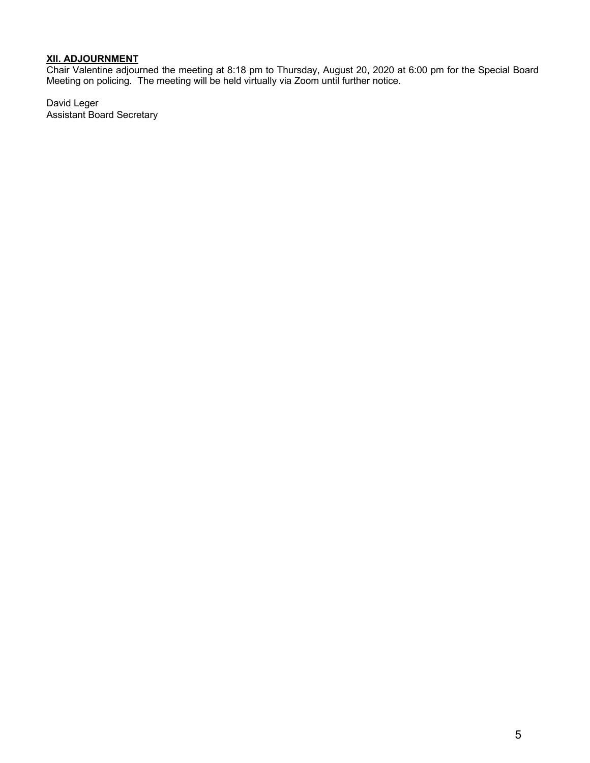**XII. ADJOURNMENT**

Chair Valentine adjourned the meeting at 8:18 pm to Thursday, August 20, 2020 at 6:00 pm for the Special Board Meeting on policing. The meeting will be held virtually via Zoom until further notice.

David Leger
Assistant Board Secretary